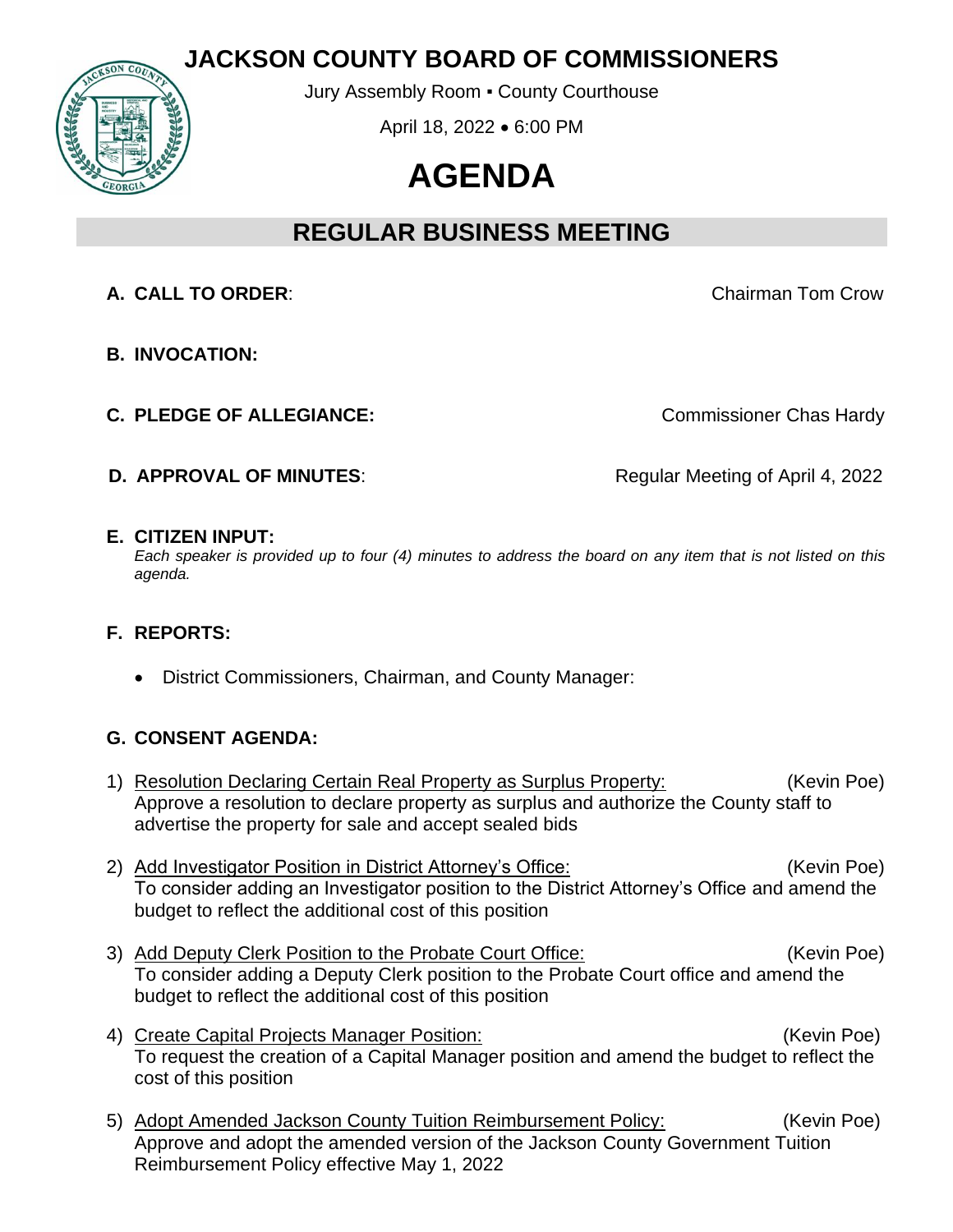# JACKSON COUNTY BOARD OF COMMISSIONERS

Jury Assembly Room ▪ County Courthouse

April 18, 2022 • 6:00 PM

# AGENDA

## REGULAR BUSINESS MEETING

**A. CALL TO ORDER**: Chairman Tom Crow

**B. INVOCATION:**

**C. PLEDGE OF ALLEGIANCE:** Commissioner Chas Hardy

**D. APPROVAL OF MINUTES**: Regular Meeting of April 4, 2022

**E. CITIZEN INPUT:**
*Each speaker is provided up to four (4) minutes to address the board on any item that is not listed on this agenda.*

**F. REPORTS:**

- District Commissioners, Chairman, and County Manager:

**G. CONSENT AGENDA:**

1) Resolution Declaring Certain Real Property as Surplus Property: (Kevin Poe)
Approve a resolution to declare property as surplus and authorize the County staff to advertise the property for sale and accept sealed bids

2) Add Investigator Position in District Attorney's Office: (Kevin Poe)
To consider adding an Investigator position to the District Attorney's Office and amend the budget to reflect the additional cost of this position

3) Add Deputy Clerk Position to the Probate Court Office: (Kevin Poe)
To consider adding a Deputy Clerk position to the Probate Court office and amend the budget to reflect the additional cost of this position

4) Create Capital Projects Manager Position: (Kevin Poe)
To request the creation of a Capital Manager position and amend the budget to reflect the cost of this position

5) Adopt Amended Jackson County Tuition Reimbursement Policy: (Kevin Poe)
Approve and adopt the amended version of the Jackson County Government Tuition Reimbursement Policy effective May 1, 2022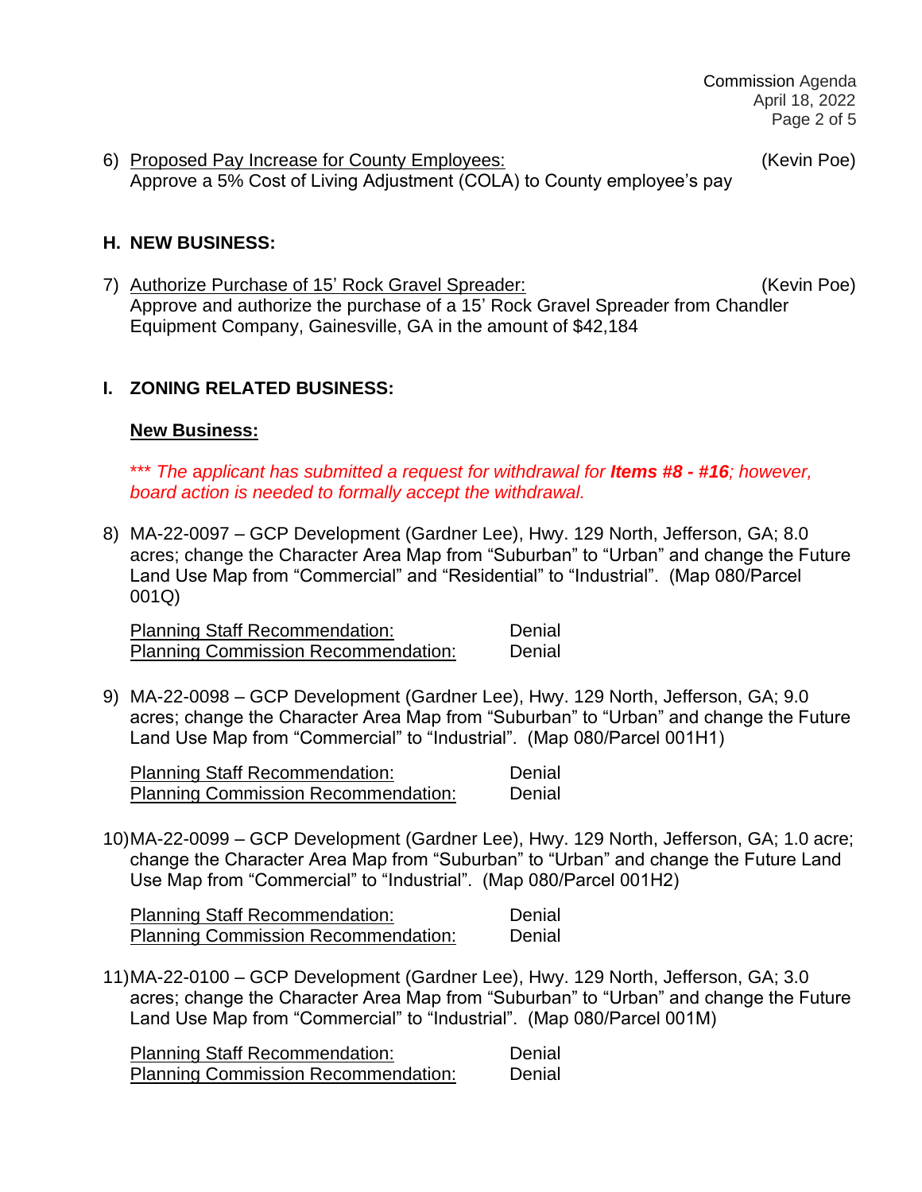6) Proposed Pay Increase for County Employees: (Kevin Poe)
   Approve a 5% Cost of Living Adjustment (COLA) to County employee's pay

## H. NEW BUSINESS:

7) Authorize Purchase of 15' Rock Gravel Spreader: (Kevin Poe)
   Approve and authorize the purchase of a 15' Rock Gravel Spreader from Chandler Equipment Company, Gainesville, GA in the amount of $42,184

## I. ZONING RELATED BUSINESS:

### New Business:

*\*\*\* The applicant has submitted a request for withdrawal for **Items #8 - #16**; however, board action is needed to formally accept the withdrawal.*

8) MA-22-0097 – GCP Development (Gardner Lee), Hwy. 129 North, Jefferson, GA; 8.0 acres; change the Character Area Map from "Suburban" to "Urban" and change the Future Land Use Map from "Commercial" and "Residential" to "Industrial". (Map 080/Parcel 001Q)

   Planning Staff Recommendation: Denial
   Planning Commission Recommendation: Denial

9) MA-22-0098 – GCP Development (Gardner Lee), Hwy. 129 North, Jefferson, GA; 9.0 acres; change the Character Area Map from "Suburban" to "Urban" and change the Future Land Use Map from "Commercial" to "Industrial". (Map 080/Parcel 001H1)

   Planning Staff Recommendation: Denial
   Planning Commission Recommendation: Denial

10) MA-22-0099 – GCP Development (Gardner Lee), Hwy. 129 North, Jefferson, GA; 1.0 acre; change the Character Area Map from "Suburban" to "Urban" and change the Future Land Use Map from "Commercial" to "Industrial". (Map 080/Parcel 001H2)

   Planning Staff Recommendation: Denial
   Planning Commission Recommendation: Denial

11) MA-22-0100 – GCP Development (Gardner Lee), Hwy. 129 North, Jefferson, GA; 3.0 acres; change the Character Area Map from "Suburban" to "Urban" and change the Future Land Use Map from "Commercial" to "Industrial". (Map 080/Parcel 001M)

   Planning Staff Recommendation: Denial
   Planning Commission Recommendation: Denial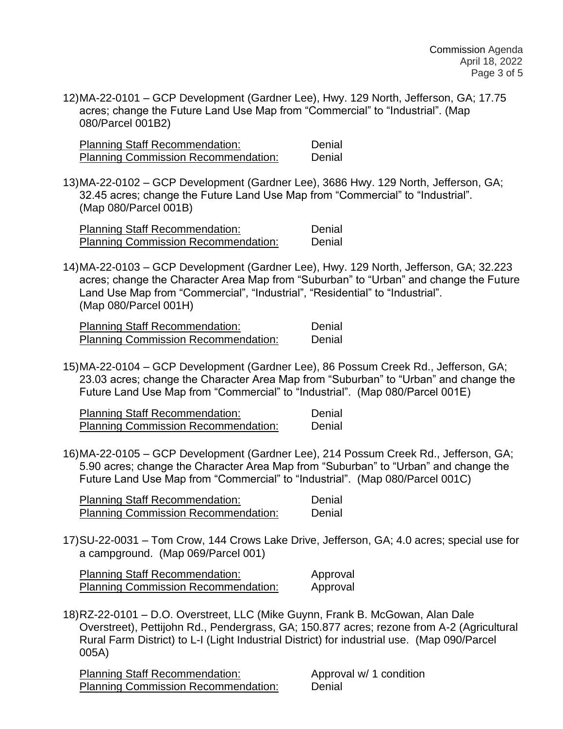12) MA-22-0101 – GCP Development (Gardner Lee), Hwy. 129 North, Jefferson, GA; 17.75 acres; change the Future Land Use Map from "Commercial" to "Industrial". (Map 080/Parcel 001B2)

| | |
|---|---|
| Planning Staff Recommendation: | Denial |
| Planning Commission Recommendation: | Denial |

13) MA-22-0102 – GCP Development (Gardner Lee), 3686 Hwy. 129 North, Jefferson, GA; 32.45 acres; change the Future Land Use Map from "Commercial" to "Industrial". (Map 080/Parcel 001B)

| | |
|---|---|
| Planning Staff Recommendation: | Denial |
| Planning Commission Recommendation: | Denial |

14) MA-22-0103 – GCP Development (Gardner Lee), Hwy. 129 North, Jefferson, GA; 32.223 acres; change the Character Area Map from "Suburban" to "Urban" and change the Future Land Use Map from "Commercial", "Industrial", "Residential" to "Industrial". (Map 080/Parcel 001H)

| | |
|---|---|
| Planning Staff Recommendation: | Denial |
| Planning Commission Recommendation: | Denial |

15) MA-22-0104 – GCP Development (Gardner Lee), 86 Possum Creek Rd., Jefferson, GA; 23.03 acres; change the Character Area Map from "Suburban" to "Urban" and change the Future Land Use Map from "Commercial" to "Industrial". (Map 080/Parcel 001E)

| | |
|---|---|
| Planning Staff Recommendation: | Denial |
| Planning Commission Recommendation: | Denial |

16) MA-22-0105 – GCP Development (Gardner Lee), 214 Possum Creek Rd., Jefferson, GA; 5.90 acres; change the Character Area Map from "Suburban" to "Urban" and change the Future Land Use Map from "Commercial" to "Industrial". (Map 080/Parcel 001C)

| | |
|---|---|
| Planning Staff Recommendation: | Denial |
| Planning Commission Recommendation: | Denial |

17) SU-22-0031 – Tom Crow, 144 Crows Lake Drive, Jefferson, GA; 4.0 acres; special use for a campground. (Map 069/Parcel 001)

| | |
|---|---|
| Planning Staff Recommendation: | Approval |
| Planning Commission Recommendation: | Approval |

18) RZ-22-0101 – D.O. Overstreet, LLC (Mike Guynn, Frank B. McGowan, Alan Dale Overstreet), Pettijohn Rd., Pendergrass, GA; 150.877 acres; rezone from A-2 (Agricultural Rural Farm District) to L-I (Light Industrial District) for industrial use. (Map 090/Parcel 005A)

| | |
|---|---|
| Planning Staff Recommendation: | Approval w/ 1 condition |
| Planning Commission Recommendation: | Denial |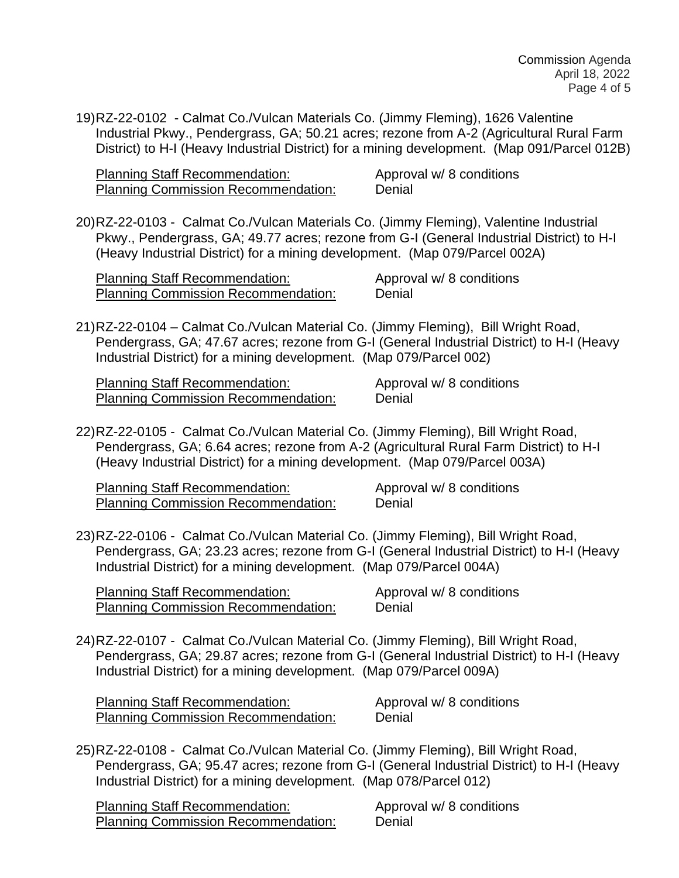19) RZ-22-0102 - Calmat Co./Vulcan Materials Co. (Jimmy Fleming), 1626 Valentine Industrial Pkwy., Pendergrass, GA; 50.21 acres; rezone from A-2 (Agricultural Rural Farm District) to H-I (Heavy Industrial District) for a mining development. (Map 091/Parcel 012B)

    Planning Staff Recommendation: Approval w/ 8 conditions
    Planning Commission Recommendation: Denial

20) RZ-22-0103 - Calmat Co./Vulcan Materials Co. (Jimmy Fleming), Valentine Industrial Pkwy., Pendergrass, GA; 49.77 acres; rezone from G-I (General Industrial District) to H-I (Heavy Industrial District) for a mining development. (Map 079/Parcel 002A)

    Planning Staff Recommendation: Approval w/ 8 conditions
    Planning Commission Recommendation: Denial

21) RZ-22-0104 – Calmat Co./Vulcan Material Co. (Jimmy Fleming), Bill Wright Road, Pendergrass, GA; 47.67 acres; rezone from G-I (General Industrial District) to H-I (Heavy Industrial District) for a mining development. (Map 079/Parcel 002)

    Planning Staff Recommendation: Approval w/ 8 conditions
    Planning Commission Recommendation: Denial

22) RZ-22-0105 - Calmat Co./Vulcan Material Co. (Jimmy Fleming), Bill Wright Road, Pendergrass, GA; 6.64 acres; rezone from A-2 (Agricultural Rural Farm District) to H-I (Heavy Industrial District) for a mining development. (Map 079/Parcel 003A)

    Planning Staff Recommendation: Approval w/ 8 conditions
    Planning Commission Recommendation: Denial

23) RZ-22-0106 - Calmat Co./Vulcan Material Co. (Jimmy Fleming), Bill Wright Road, Pendergrass, GA; 23.23 acres; rezone from G-I (General Industrial District) to H-I (Heavy Industrial District) for a mining development. (Map 079/Parcel 004A)

    Planning Staff Recommendation: Approval w/ 8 conditions
    Planning Commission Recommendation: Denial

24) RZ-22-0107 - Calmat Co./Vulcan Material Co. (Jimmy Fleming), Bill Wright Road, Pendergrass, GA; 29.87 acres; rezone from G-I (General Industrial District) to H-I (Heavy Industrial District) for a mining development. (Map 079/Parcel 009A)

    Planning Staff Recommendation: Approval w/ 8 conditions
    Planning Commission Recommendation: Denial

25) RZ-22-0108 - Calmat Co./Vulcan Material Co. (Jimmy Fleming), Bill Wright Road, Pendergrass, GA; 95.47 acres; rezone from G-I (General Industrial District) to H-I (Heavy Industrial District) for a mining development. (Map 078/Parcel 012)

    Planning Staff Recommendation: Approval w/ 8 conditions
    Planning Commission Recommendation: Denial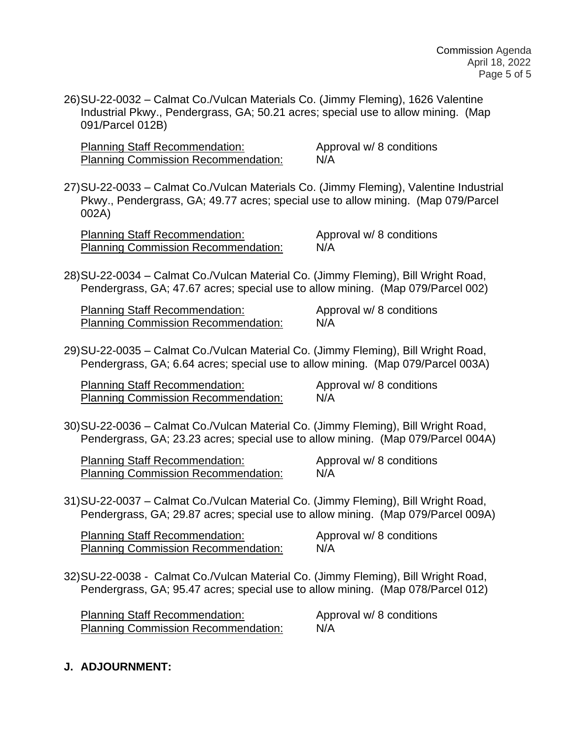26) SU-22-0032 – Calmat Co./Vulcan Materials Co. (Jimmy Fleming), 1626 Valentine Industrial Pkwy., Pendergrass, GA; 50.21 acres; special use to allow mining. (Map 091/Parcel 012B)

| | |
|---|---|
| Planning Staff Recommendation: | Approval w/ 8 conditions |
| Planning Commission Recommendation: | N/A |

27) SU-22-0033 – Calmat Co./Vulcan Materials Co. (Jimmy Fleming), Valentine Industrial Pkwy., Pendergrass, GA; 49.77 acres; special use to allow mining. (Map 079/Parcel 002A)

| | |
|---|---|
| Planning Staff Recommendation: | Approval w/ 8 conditions |
| Planning Commission Recommendation: | N/A |

28) SU-22-0034 – Calmat Co./Vulcan Material Co. (Jimmy Fleming), Bill Wright Road, Pendergrass, GA; 47.67 acres; special use to allow mining. (Map 079/Parcel 002)

| | |
|---|---|
| Planning Staff Recommendation: | Approval w/ 8 conditions |
| Planning Commission Recommendation: | N/A |

29) SU-22-0035 – Calmat Co./Vulcan Material Co. (Jimmy Fleming), Bill Wright Road, Pendergrass, GA; 6.64 acres; special use to allow mining. (Map 079/Parcel 003A)

| | |
|---|---|
| Planning Staff Recommendation: | Approval w/ 8 conditions |
| Planning Commission Recommendation: | N/A |

30) SU-22-0036 – Calmat Co./Vulcan Material Co. (Jimmy Fleming), Bill Wright Road, Pendergrass, GA; 23.23 acres; special use to allow mining. (Map 079/Parcel 004A)

| | |
|---|---|
| Planning Staff Recommendation: | Approval w/ 8 conditions |
| Planning Commission Recommendation: | N/A |

31) SU-22-0037 – Calmat Co./Vulcan Material Co. (Jimmy Fleming), Bill Wright Road, Pendergrass, GA; 29.87 acres; special use to allow mining. (Map 079/Parcel 009A)

| | |
|---|---|
| Planning Staff Recommendation: | Approval w/ 8 conditions |
| Planning Commission Recommendation: | N/A |

32) SU-22-0038 - Calmat Co./Vulcan Material Co. (Jimmy Fleming), Bill Wright Road, Pendergrass, GA; 95.47 acres; special use to allow mining. (Map 078/Parcel 012)

| | |
|---|---|
| Planning Staff Recommendation: | Approval w/ 8 conditions |
| Planning Commission Recommendation: | N/A |

**J. ADJOURNMENT:**